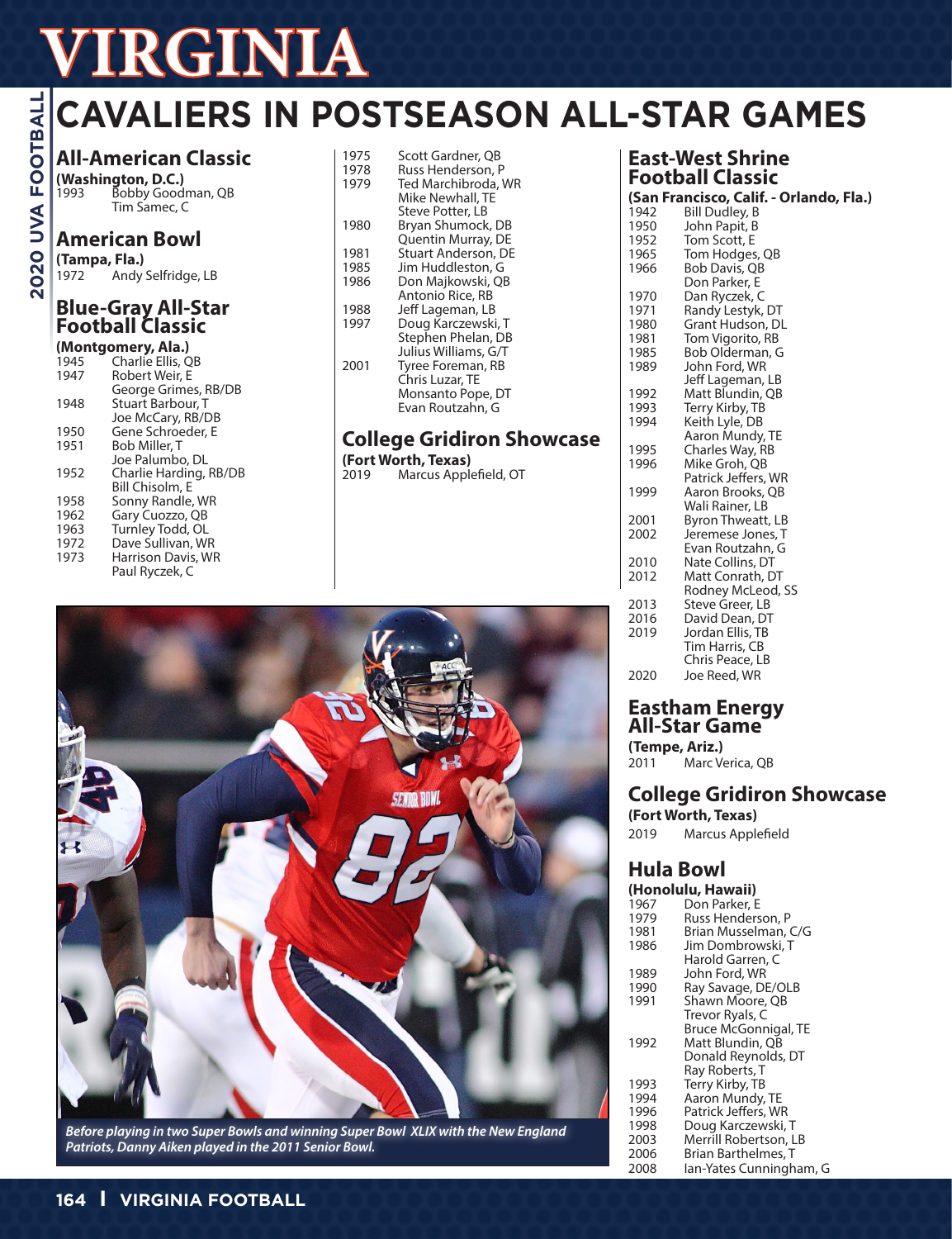# VIRGINIA

# CAVALIERS IN POSTSEASON ALL-STAR GAMES

## All-American Classic

**(Washington, D.C.)**

1993 Bobby Goodman, QB
Tim Samec, C

## American Bowl

**(Tampa, Fla.)**

1972 Andy Selfridge, LB

## Blue-Gray All-Star Football Classic

**(Montgomery, Ala.)**

1945 Charlie Ellis, QB
1947 Robert Weir, E
George Grimes, RB/DB
1948 Stuart Barbour, T
Joe McCary, RB/DB
1950 Gene Schroeder, E
1951 Bob Miller, T
Joe Palumbo, DL
1952 Charlie Harding, RB/DB
Bill Chisolm, E
1958 Sonny Randle, WR
1962 Gary Cuozzo, QB
1963 Turnley Todd, OL
1972 Dave Sullivan, WR
1973 Harrison Davis, WR
Paul Ryczek, C
1975 Scott Gardner, QB
1978 Russ Henderson, P
1979 Ted Marchibroda, WR
Mike Newhall, TE
Steve Potter, LB
1980 Bryan Shumock, DB
Quentin Murray, DE
1981 Stuart Anderson, DE
1985 Jim Huddleston, G
1986 Don Majkowski, QB
Antonio Rice, RB
1988 Jeff Lageman, LB
1997 Doug Karczewski, T
Stephen Phelan, DB
Julius Williams, G/T
2001 Tyree Foreman, RB
Chris Luzar, TE
Monsanto Pope, DT
Evan Routzahn, G

## College Gridiron Showcase

**(Fort Worth, Texas)**

2019 Marcus Applefield, OT

*Before playing in two Super Bowls and winning Super Bowl XLIX with the New England Patriots, Danny Aiken played in the 2011 Senior Bowl.*

## East-West Shrine Football Classic

**(San Francisco, Calif. - Orlando, Fla.)**

1942 Bill Dudley, B
1950 John Papit, B
1952 Tom Scott, E
1965 Tom Hodges, QB
1966 Bob Davis, QB
Don Parker, E
1970 Dan Ryczek, C
1971 Randy Lestyk, DT
1980 Grant Hudson, DL
1981 Tom Vigorito, RB
1985 Bob Olderman, G
1989 John Ford, WR
Jeff Lageman, LB
1992 Matt Blundin, QB
1993 Terry Kirby, TB
1994 Keith Lyle, DB
Aaron Mundy, TE
1995 Charles Way, RB
1996 Mike Groh, QB
Patrick Jeffers, WR
1999 Aaron Brooks, QB
Wali Rainer, LB
2001 Byron Thweatt, LB
2002 Jeremese Jones, T
Evan Routzahn, G
2010 Nate Collins, DT
2012 Matt Conrath, DT
Rodney McLeod, SS
2013 Steve Greer, LB
2016 David Dean, DT
2019 Jordan Ellis, TB
Tim Harris, CB
Chris Peace, LB
2020 Joe Reed, WR

## Eastham Energy All-Star Game

**(Tempe, Ariz.)**

2011 Marc Verica, QB

## College Gridiron Showcase

**(Fort Worth, Texas)**

2019 Marcus Applefield

## Hula Bowl

**(Honolulu, Hawaii)**

1967 Don Parker, E
1979 Russ Henderson, P
1981 Brian Musselman, C/G
1986 Jim Dombrowski, T
Harold Garren, C
1989 John Ford, WR
1990 Ray Savage, DE/OLB
1991 Shawn Moore, QB
Trevor Ryals, C
Bruce McGonnigal, TE
1992 Matt Blundin, QB
Donald Reynolds, DT
Ray Roberts, T
1993 Terry Kirby, TB
1994 Aaron Mundy, TE
1996 Patrick Jeffers, WR
1998 Doug Karczewski, T
2003 Merrill Robertson, LB
2006 Brian Barthelmes, T
2008 Ian-Yates Cunningham, G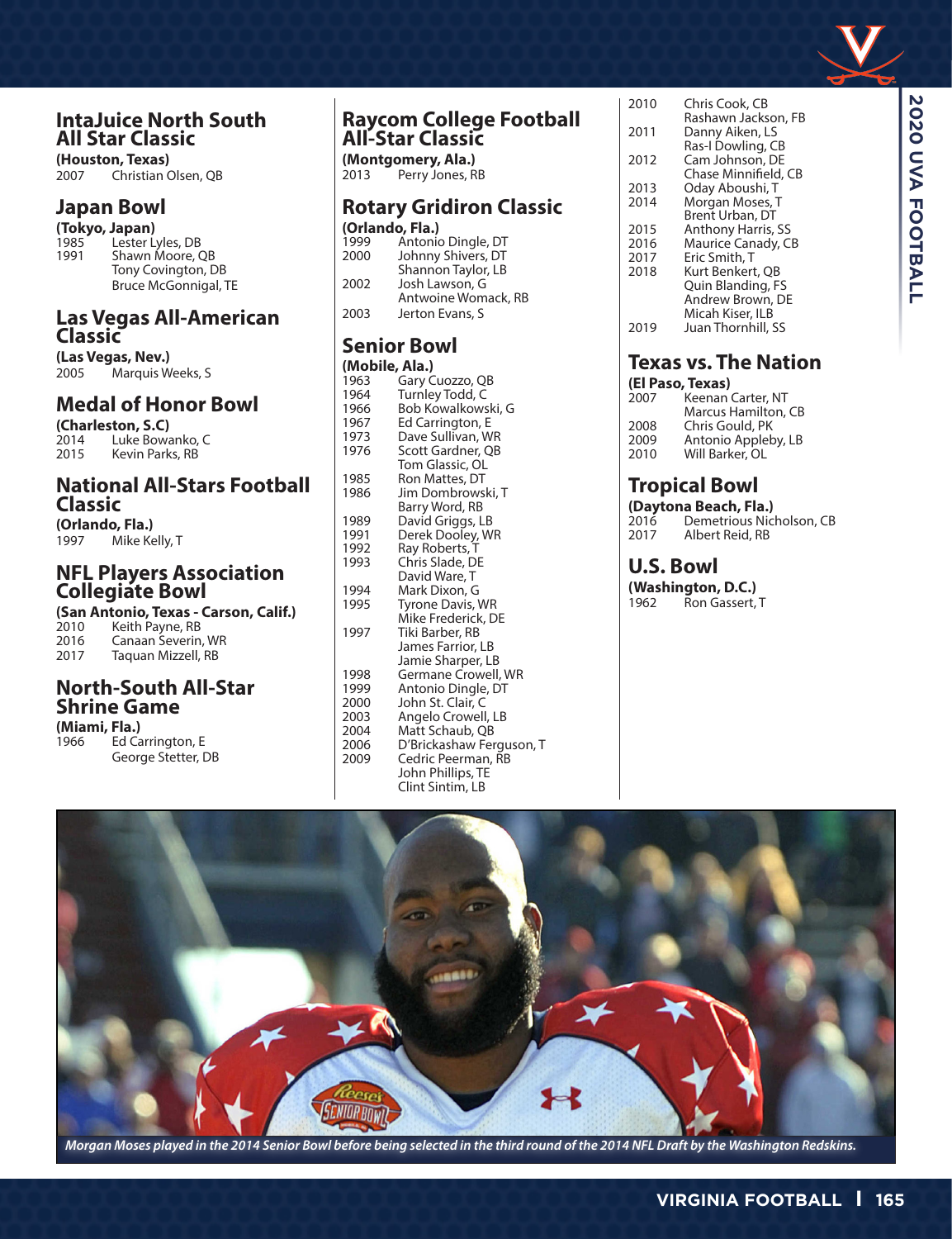## IntaJuice North South All Star Classic

**(Houston, Texas)**

| | |
|---|---|
| 2007 | Christian Olsen, QB |

## Japan Bowl

**(Tokyo, Japan)**

| | |
|---|---|
| 1985 | Lester Lyles, DB |
| 1991 | Shawn Moore, QB |
| | Tony Covington, DB |
| | Bruce McGonnigal, TE |

## Las Vegas All-American Classic

**(Las Vegas, Nev.)**

| | |
|---|---|
| 2005 | Marquis Weeks, S |

## Medal of Honor Bowl

**(Charleston, S.C)**

| | |
|---|---|
| 2014 | Luke Bowanko, C |
| 2015 | Kevin Parks, RB |

## National All-Stars Football Classic

**(Orlando, Fla.)**

| | |
|---|---|
| 1997 | Mike Kelly, T |

## NFL Players Association Collegiate Bowl

**(San Antonio, Texas - Carson, Calif.)**

| | |
|---|---|
| 2010 | Keith Payne, RB |
| 2016 | Canaan Severin, WR |
| 2017 | Taquan Mizzell, RB |

## North-South All-Star Shrine Game

**(Miami, Fla.)**

| | |
|---|---|
| 1966 | Ed Carrington, E |
| | George Stetter, DB |

## Raycom College Football All-Star Classic

**(Montgomery, Ala.)**

| | |
|---|---|
| 2013 | Perry Jones, RB |

## Rotary Gridiron Classic

**(Orlando, Fla.)**

| | |
|---|---|
| 1999 | Antonio Dingle, DT |
| 2000 | Johnny Shivers, DT |
| | Shannon Taylor, LB |
| 2002 | Josh Lawson, G |
| | Antwoine Womack, RB |
| 2003 | Jerton Evans, S |

## Senior Bowl

**(Mobile, Ala.)**

| | |
|---|---|
| 1963 | Gary Cuozzo, QB |
| 1964 | Turnley Todd, C |
| 1966 | Bob Kowalkowski, G |
| 1967 | Ed Carrington, E |
| 1973 | Dave Sullivan, WR |
| 1976 | Scott Gardner, QB |
| | Tom Glassic, OL |
| 1985 | Ron Mattes, DT |
| 1986 | Jim Dombrowski, T |
| | Barry Word, RB |
| 1989 | David Griggs, LB |
| 1991 | Derek Dooley, WR |
| 1992 | Ray Roberts, T |
| 1993 | Chris Slade, DE |
| | David Ware, T |
| 1994 | Mark Dixon, G |
| 1995 | Tyrone Davis, WR |
| | Mike Frederick, DE |
| 1997 | Tiki Barber, RB |
| | James Farrior, LB |
| | Jamie Sharper, LB |
| 1998 | Germane Crowell, WR |
| 1999 | Antonio Dingle, DT |
| 2000 | John St. Clair, C |
| 2003 | Angelo Crowell, LB |
| 2004 | Matt Schaub, QB |
| 2006 | D'Brickashaw Ferguson, T |
| 2009 | Cedric Peerman, RB |
| | John Phillips, TE |
| | Clint Sintim, LB |
| 2010 | Chris Cook, CB |
| | Rashawn Jackson, FB |
| 2011 | Danny Aiken, LS |
| | Ras-I Dowling, CB |
| 2012 | Cam Johnson, DE |
| | Chase Minnifield, CB |
| 2013 | Oday Aboushi, T |
| 2014 | Morgan Moses, T |
| | Brent Urban, DT |
| 2015 | Anthony Harris, SS |
| 2016 | Maurice Canady, CB |
| 2017 | Eric Smith, T |
| 2018 | Kurt Benkert, QB |
| | Quin Blanding, FS |
| | Andrew Brown, DE |
| | Micah Kiser, ILB |
| 2019 | Juan Thornhill, SS |

## Texas vs. The Nation

**(El Paso, Texas)**

| | |
|---|---|
| 2007 | Keenan Carter, NT |
| | Marcus Hamilton, CB |
| 2008 | Chris Gould, PK |
| 2009 | Antonio Appleby, LB |
| 2010 | Will Barker, OL |

## Tropical Bowl

**(Daytona Beach, Fla.)**

| | |
|---|---|
| 2016 | Demetrious Nicholson, CB |
| 2017 | Albert Reid, RB |

## U.S. Bowl

**(Washington, D.C.)**

| | |
|---|---|
| 1962 | Ron Gassert, T |

*Morgan Moses played in the 2014 Senior Bowl before being selected in the third round of the 2014 NFL Draft by the Washington Redskins.*